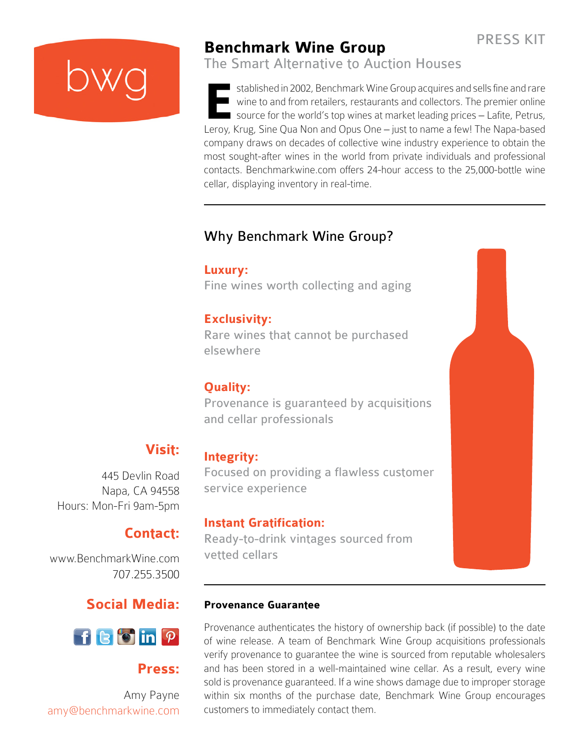bwg

PRESS KIT

# Benchmark Wine Group

## The Smart Alternative to Auction Houses

Established in 2002, Benchmark Wine Group acquires and sells fine and rare wine to and from retailers, restaurants and collectors. The premier online source for the world's top wines at market leading prices – Lafite, Petrus, Leroy, Krug, Sine Qua Non and Opus One – just to name a few! The Napa-based company draws on decades of collective wine industry experience to obtain the most sought-after wines in the world from private individuals and professional contacts. Benchmarkwine.com offers 24-hour access to the 25,000-bottle wine cellar, displaying inventory in real-time.

---

## Why Benchmark Wine Group?

**Luxury:**
Fine wines worth collecting and aging

**Exclusivity:**
Rare wines that cannot be purchased elsewhere

**Quality:**
Provenance is guaranteed by acquisitions and cellar professionals

**Integrity:**
Focused on providing a flawless customer service experience

**Instant Gratification:**
Ready-to-drink vintages sourced from vetted cellars

---

### Provenance Guarantee

Provenance authenticates the history of ownership back (if possible) to the date of wine release. A team of Benchmark Wine Group acquisitions professionals verify provenance to guarantee the wine is sourced from reputable wholesalers and has been stored in a well-maintained wine cellar. As a result, every wine sold is provenance guaranteed. If a wine shows damage due to improper storage within six months of the purchase date, Benchmark Wine Group encourages customers to immediately contact them.

**Visit:**

445 Devlin Road
Napa, CA 94558
Hours: Mon-Fri 9am-5pm

**Contact:**

www.BenchmarkWine.com
707.255.3500

**Social Media:**

**Press:**

Amy Payne
amy@benchmarkwine.com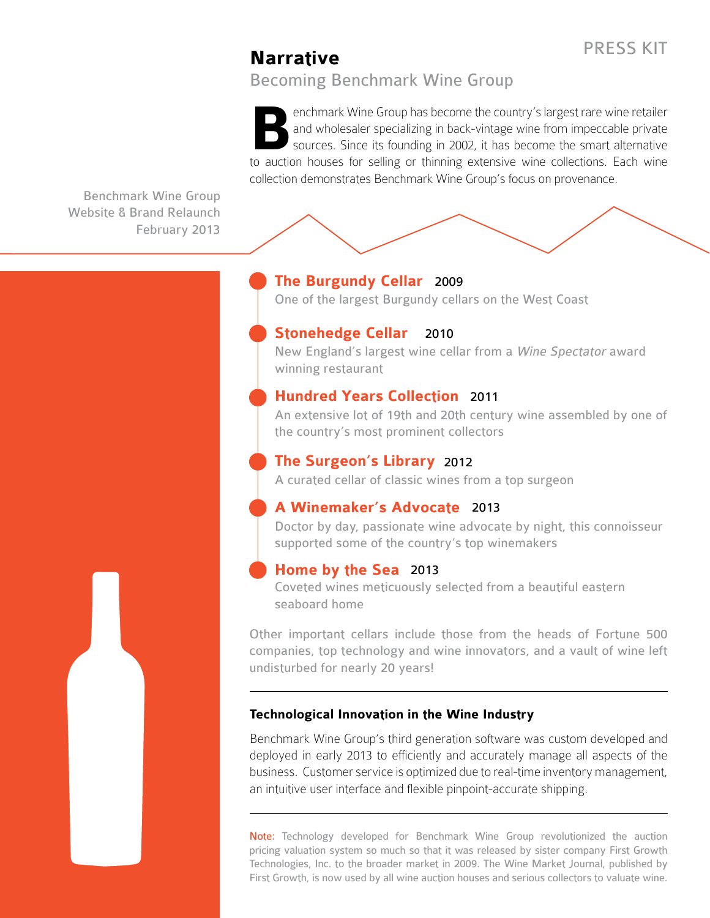PRESS KIT

## Narrative

### Becoming Benchmark Wine Group

Benchmark Wine Group has become the country's largest rare wine retailer and wholesaler specializing in back-vintage wine from impeccable private sources. Since its founding in 2002, it has become the smart alternative to auction houses for selling or thinning extensive wine collections. Each wine collection demonstrates Benchmark Wine Group's focus on provenance.

Benchmark Wine Group
Website & Brand Relaunch
February 2013

**The Burgundy Cellar** 2009
One of the largest Burgundy cellars on the West Coast

**Stonehedge Cellar** 2010
New England's largest wine cellar from a *Wine Spectator* award winning restaurant

**Hundred Years Collection** 2011
An extensive lot of 19th and 20th century wine assembled by one of the country's most prominent collectors

**The Surgeon's Library** 2012
A curated cellar of classic wines from a top surgeon

**A Winemaker's Advocate** 2013
Doctor by day, passionate wine advocate by night, this connoisseur supported some of the country's top winemakers

**Home by the Sea** 2013
Coveted wines meticuously selected from a beautiful eastern seaboard home

Other important cellars include those from the heads of Fortune 500 companies, top technology and wine innovators, and a vault of wine left undisturbed for nearly 20 years!

---

### Technological Innovation in the Wine Industry

Benchmark Wine Group's third generation software was custom developed and deployed in early 2013 to efficiently and accurately manage all aspects of the business. Customer service is optimized due to real-time inventory management, an intuitive user interface and flexible pinpoint-accurate shipping.

---

Note: Technology developed for Benchmark Wine Group revolutionized the auction pricing valuation system so much so that it was released by sister company First Growth Technologies, Inc. to the broader market in 2009. The Wine Market Journal, published by First Growth, is now used by all wine auction houses and serious collectors to valuate wine.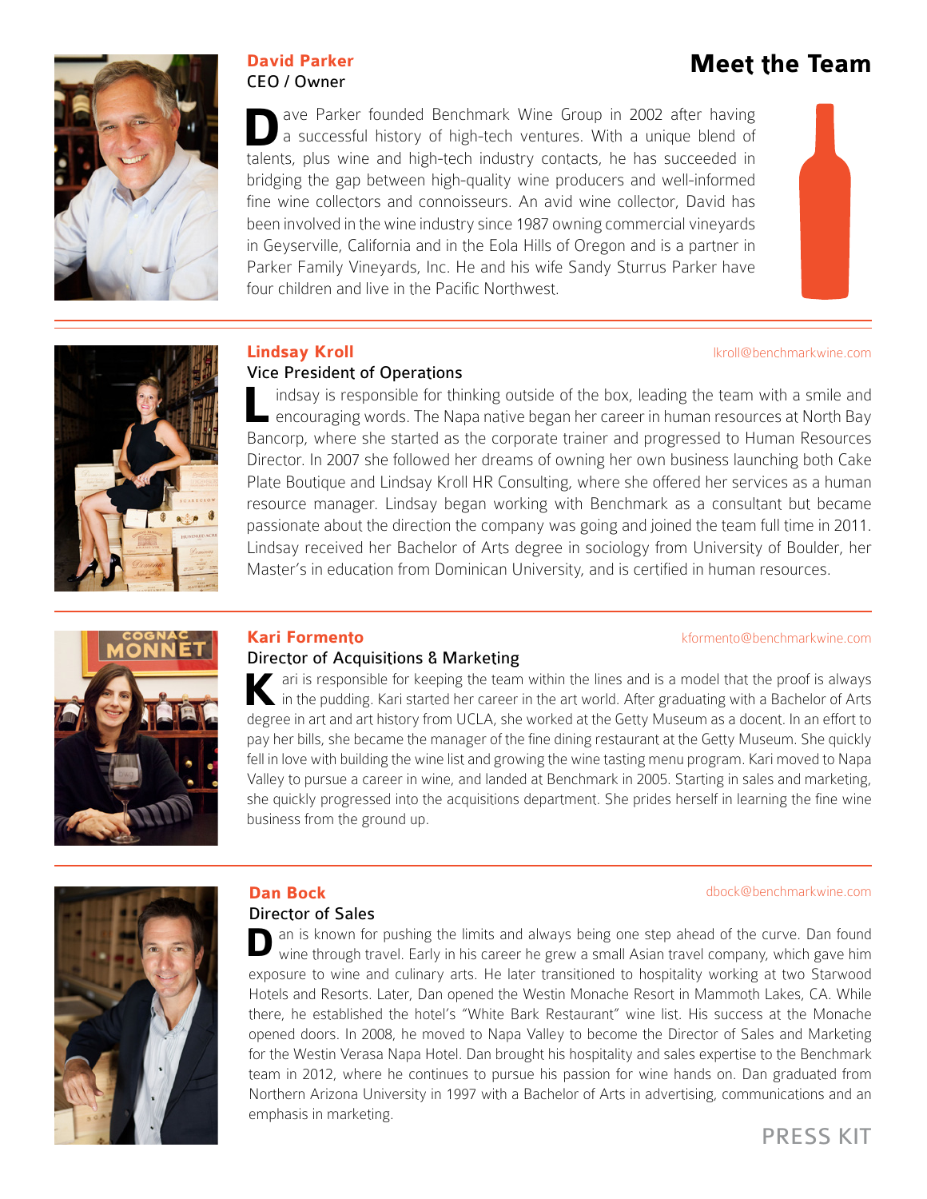# Meet the Team

## David Parker
CEO / Owner

Dave Parker founded Benchmark Wine Group in 2002 after having a successful history of high-tech ventures. With a unique blend of talents, plus wine and high-tech industry contacts, he has succeeded in bridging the gap between high-quality wine producers and well-informed fine wine collectors and connoisseurs. An avid wine collector, David has been involved in the wine industry since 1987 owning commercial vineyards in Geyserville, California and in the Eola Hills of Oregon and is a partner in Parker Family Vineyards, Inc. He and his wife Sandy Sturrus Parker have four children and live in the Pacific Northwest.

## Lindsay Kroll
lkroll@benchmarkwine.com

Vice President of Operations

Lindsay is responsible for thinking outside of the box, leading the team with a smile and encouraging words. The Napa native began her career in human resources at North Bay Bancorp, where she started as the corporate trainer and progressed to Human Resources Director. In 2007 she followed her dreams of owning her own business launching both Cake Plate Boutique and Lindsay Kroll HR Consulting, where she offered her services as a human resource manager. Lindsay began working with Benchmark as a consultant but became passionate about the direction the company was going and joined the team full time in 2011. Lindsay received her Bachelor of Arts degree in sociology from University of Boulder, her Master's in education from Dominican University, and is certified in human resources.

## Kari Formento
kformento@benchmarkwine.com

Director of Acquisitions & Marketing

Kari is responsible for keeping the team within the lines and is a model that the proof is always in the pudding. Kari started her career in the art world. After graduating with a Bachelor of Arts degree in art and art history from UCLA, she worked at the Getty Museum as a docent. In an effort to pay her bills, she became the manager of the fine dining restaurant at the Getty Museum. She quickly fell in love with building the wine list and growing the wine tasting menu program. Kari moved to Napa Valley to pursue a career in wine, and landed at Benchmark in 2005. Starting in sales and marketing, she quickly progressed into the acquisitions department. She prides herself in learning the fine wine business from the ground up.

## Dan Bock
dbock@benchmarkwine.com

Director of Sales

Dan is known for pushing the limits and always being one step ahead of the curve. Dan found wine through travel. Early in his career he grew a small Asian travel company, which gave him exposure to wine and culinary arts. He later transitioned to hospitality working at two Starwood Hotels and Resorts. Later, Dan opened the Westin Monache Resort in Mammoth Lakes, CA. While there, he established the hotel's "White Bark Restaurant" wine list. His success at the Monache opened doors. In 2008, he moved to Napa Valley to become the Director of Sales and Marketing for the Westin Verasa Napa Hotel. Dan brought his hospitality and sales expertise to the Benchmark team in 2012, where he continues to pursue his passion for wine hands on. Dan graduated from Northern Arizona University in 1997 with a Bachelor of Arts in advertising, communications and an emphasis in marketing.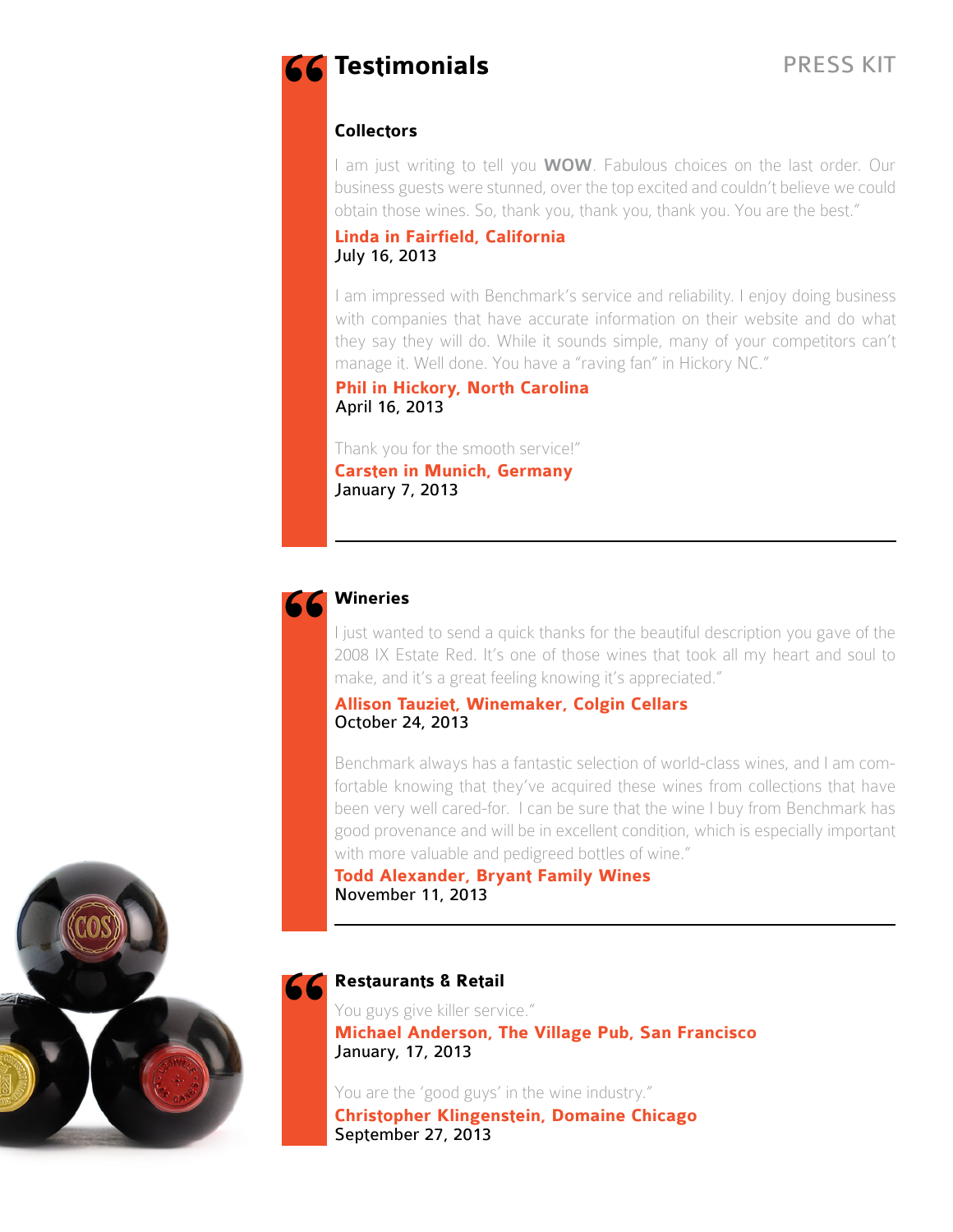# Testimonials

PRESS KIT

## Collectors

I am just writing to tell you **WOW**. Fabulous choices on the last order. Our business guests were stunned, over the top excited and couldn't believe we could obtain those wines. So, thank you, thank you, thank you. You are the best."

**Linda in Fairfield, California**
July 16, 2013

I am impressed with Benchmark's service and reliability. I enjoy doing business with companies that have accurate information on their website and do what they say they will do. While it sounds simple, many of your competitors can't manage it. Well done. You have a "raving fan" in Hickory NC."

**Phil in Hickory, North Carolina**
April 16, 2013

Thank you for the smooth service!"
**Carsten in Munich, Germany**
January 7, 2013

## Wineries

I just wanted to send a quick thanks for the beautiful description you gave of the 2008 IX Estate Red. It's one of those wines that took all my heart and soul to make, and it's a great feeling knowing it's appreciated."

**Allison Tauziet, Winemaker, Colgin Cellars**
October 24, 2013

Benchmark always has a fantastic selection of world-class wines, and I am comfortable knowing that they've acquired these wines from collections that have been very well cared-for. I can be sure that the wine I buy from Benchmark has good provenance and will be in excellent condition, which is especially important with more valuable and pedigreed bottles of wine."

**Todd Alexander, Bryant Family Wines**
November 11, 2013

## Restaurants & Retail

You guys give killer service."
**Michael Anderson, The Village Pub, San Francisco**
January, 17, 2013

You are the 'good guys' in the wine industry."
**Christopher Klingenstein, Domaine Chicago**
September 27, 2013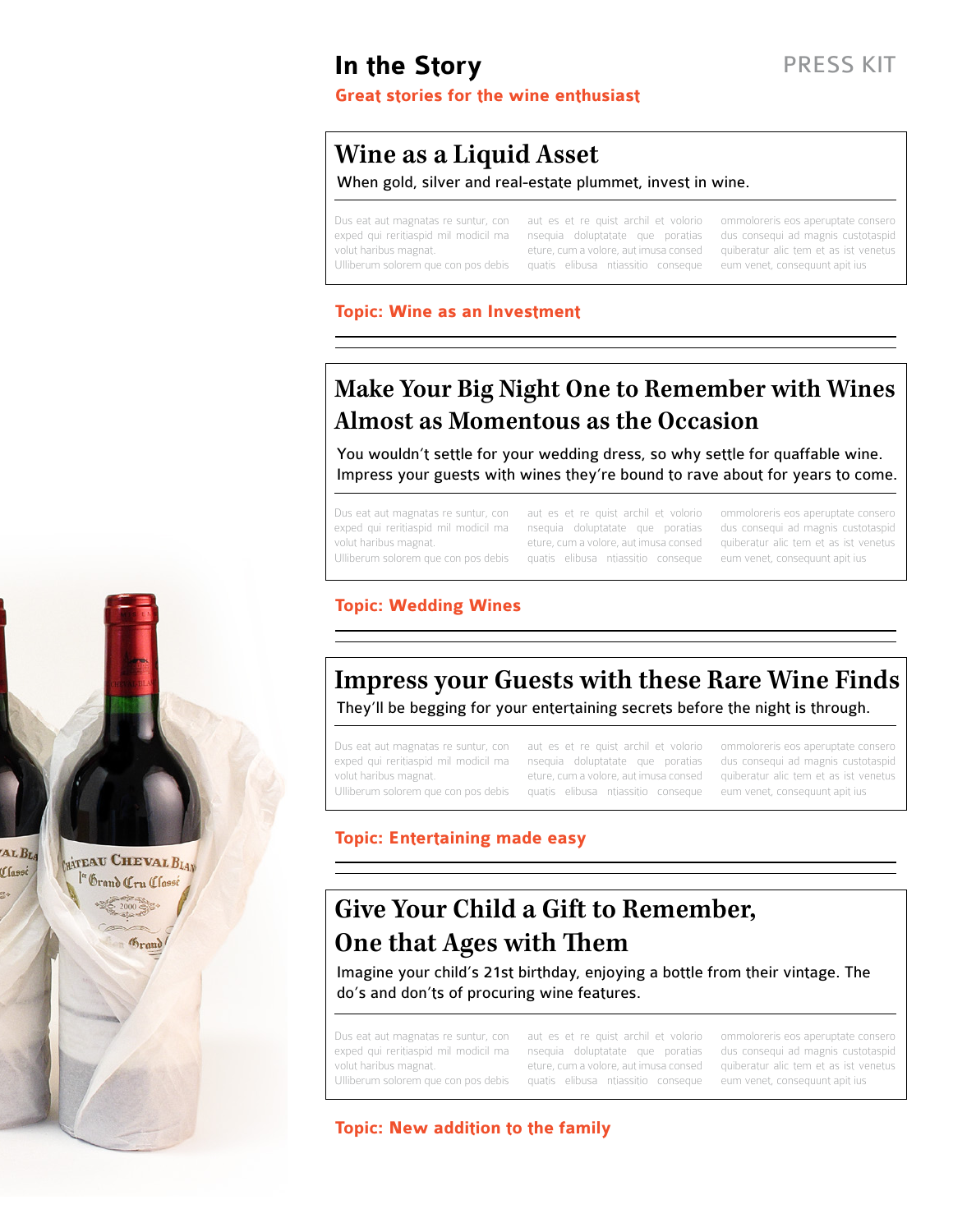# In the Story

PRESS KIT

**Great stories for the wine enthusiast**

## Wine as a Liquid Asset

When gold, silver and real-estate plummet, invest in wine.

Dus eat aut magnatas re suntur, con exped qui reritiaspid mil modicil ma volut haribus magnat.
Ulliberum solorem que con pos debis aut es et re quist archil et volorio nsequia doluptatate que poratias eture, cum a volore, aut imusa consed quatis elibusa ntiassitio conseque ommoloreris eos aperuptate consero dus consequi ad magnis custotaspid quiberatur alic tem et as ist venetus eum venet, consequunt apit ius

**Topic: Wine as an Investment**

## Make Your Big Night One to Remember with Wines Almost as Momentous as the Occasion

You wouldn't settle for your wedding dress, so why settle for quaffable wine. Impress your guests with wines they're bound to rave about for years to come.

Dus eat aut magnatas re suntur, con exped qui reritiaspid mil modicil ma volut haribus magnat.
Ulliberum solorem que con pos debis aut es et re quist archil et volorio nsequia doluptatate que poratias eture, cum a volore, aut imusa consed quatis elibusa ntiassitio conseque ommoloreris eos aperuptate consero dus consequi ad magnis custotaspid quiberatur alic tem et as ist venetus eum venet, consequunt apit ius

**Topic: Wedding Wines**

## Impress your Guests with these Rare Wine Finds

They'll be begging for your entertaining secrets before the night is through.

Dus eat aut magnatas re suntur, con exped qui reritiaspid mil modicil ma volut haribus magnat.
Ulliberum solorem que con pos debis aut es et re quist archil et volorio nsequia doluptatate que poratias eture, cum a volore, aut imusa consed quatis elibusa ntiassitio conseque ommoloreris eos aperuptate consero dus consequi ad magnis custotaspid quiberatur alic tem et as ist venetus eum venet, consequunt apit ius

**Topic: Entertaining made easy**

## Give Your Child a Gift to Remember, One that Ages with Them

Imagine your child's 21st birthday, enjoying a bottle from their vintage. The do's and don'ts of procuring wine features.

Dus eat aut magnatas re suntur, con exped qui reritiaspid mil modicil ma volut haribus magnat.
Ulliberum solorem que con pos debis aut es et re quist archil et volorio nsequia doluptatate que poratias eture, cum a volore, aut imusa consed quatis elibusa ntiassitio conseque ommoloreris eos aperuptate consero dus consequi ad magnis custotaspid quiberatur alic tem et as ist venetus eum venet, consequunt apit ius

**Topic: New addition to the family**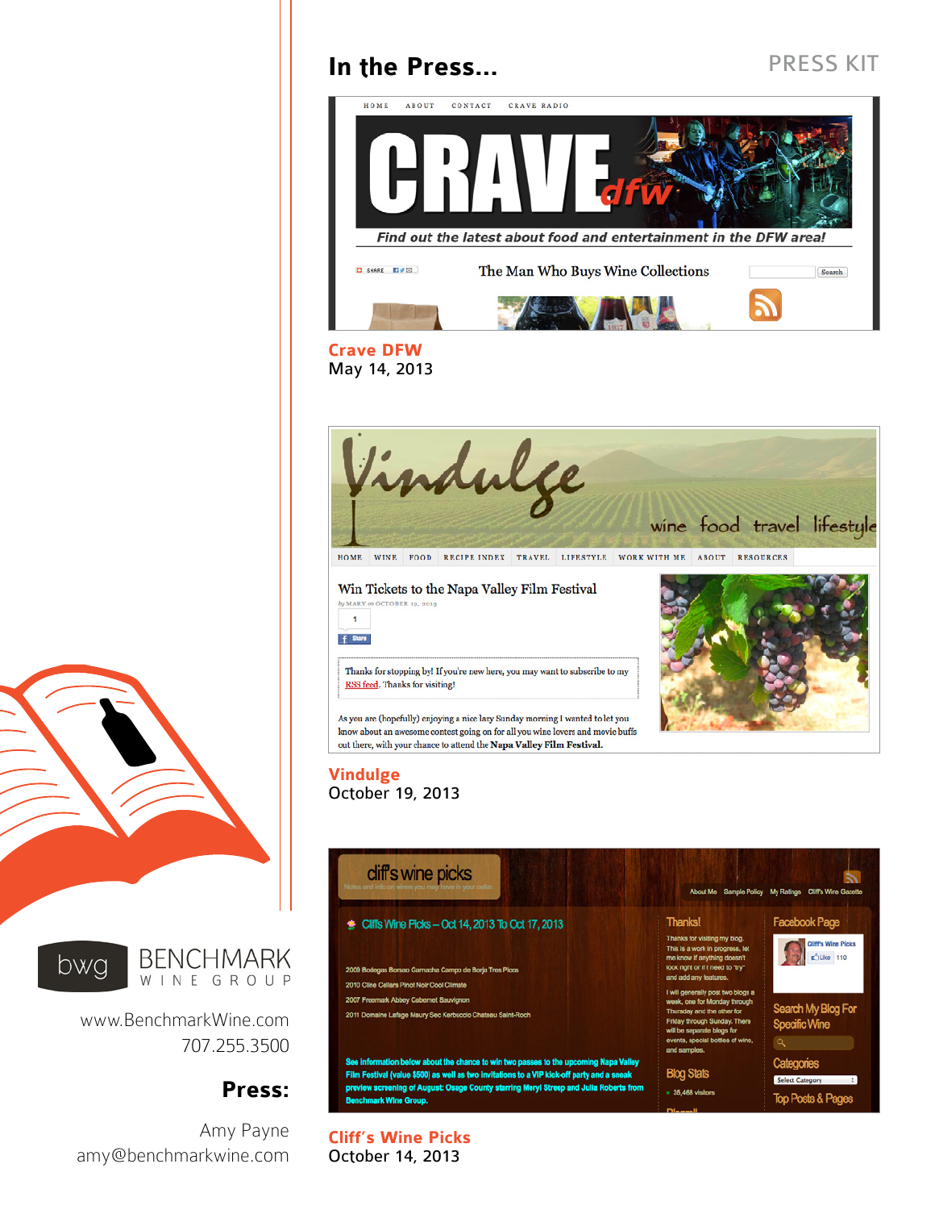# In the Press...

PRESS KIT

**Crave DFW**
May 14, 2013

**Vindulge**
October 19, 2013

**Cliff's Wine Picks**
October 14, 2013

BENCHMARK WINE GROUP

www.BenchmarkWine.com
707.255.3500

**Press:**

Amy Payne
amy@benchmarkwine.com